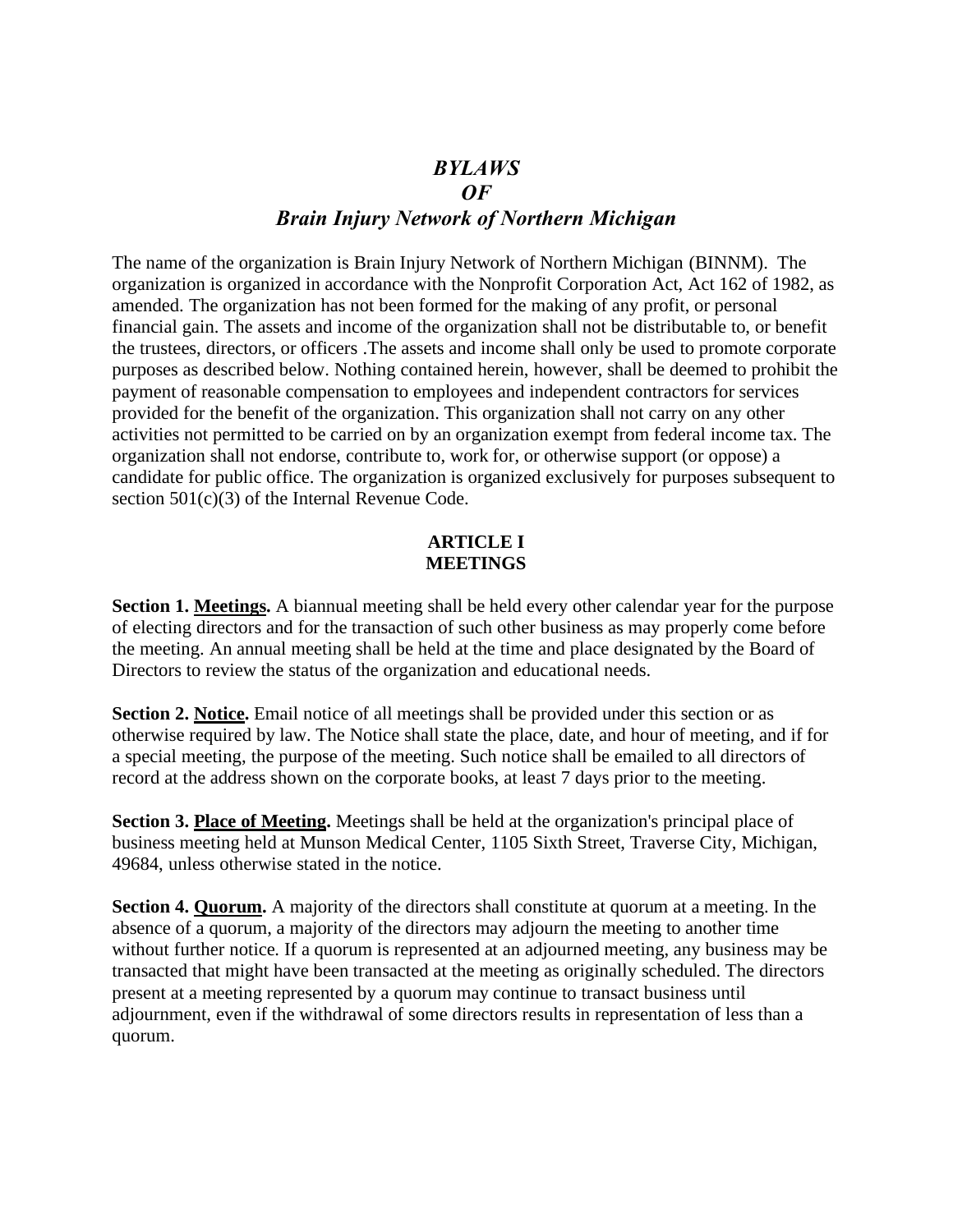# *BYLAWS*
# *OF*
# *Brain Injury Network of Northern Michigan*

The name of the organization is Brain Injury Network of Northern Michigan (BINNM). The organization is organized in accordance with the Nonprofit Corporation Act, Act 162 of 1982, as amended. The organization has not been formed for the making of any profit, or personal financial gain. The assets and income of the organization shall not be distributable to, or benefit the trustees, directors, or officers .The assets and income shall only be used to promote corporate purposes as described below. Nothing contained herein, however, shall be deemed to prohibit the payment of reasonable compensation to employees and independent contractors for services provided for the benefit of the organization. This organization shall not carry on any other activities not permitted to be carried on by an organization exempt from federal income tax. The organization shall not endorse, contribute to, work for, or otherwise support (or oppose) a candidate for public office. The organization is organized exclusively for purposes subsequent to section 501(c)(3) of the Internal Revenue Code.

## ARTICLE I
## MEETINGS

**Section 1. <u>Meetings</u>.** A biannual meeting shall be held every other calendar year for the purpose of electing directors and for the transaction of such other business as may properly come before the meeting. An annual meeting shall be held at the time and place designated by the Board of Directors to review the status of the organization and educational needs.

**Section 2. <u>Notice</u>.** Email notice of all meetings shall be provided under this section or as otherwise required by law. The Notice shall state the place, date, and hour of meeting, and if for a special meeting, the purpose of the meeting. Such notice shall be emailed to all directors of record at the address shown on the corporate books, at least 7 days prior to the meeting.

**Section 3. <u>Place of Meeting</u>.** Meetings shall be held at the organization's principal place of business meeting held at Munson Medical Center, 1105 Sixth Street, Traverse City, Michigan, 49684, unless otherwise stated in the notice.

**Section 4. <u>Quorum</u>.** A majority of the directors shall constitute at quorum at a meeting. In the absence of a quorum, a majority of the directors may adjourn the meeting to another time without further notice. If a quorum is represented at an adjourned meeting, any business may be transacted that might have been transacted at the meeting as originally scheduled. The directors present at a meeting represented by a quorum may continue to transact business until adjournment, even if the withdrawal of some directors results in representation of less than a quorum.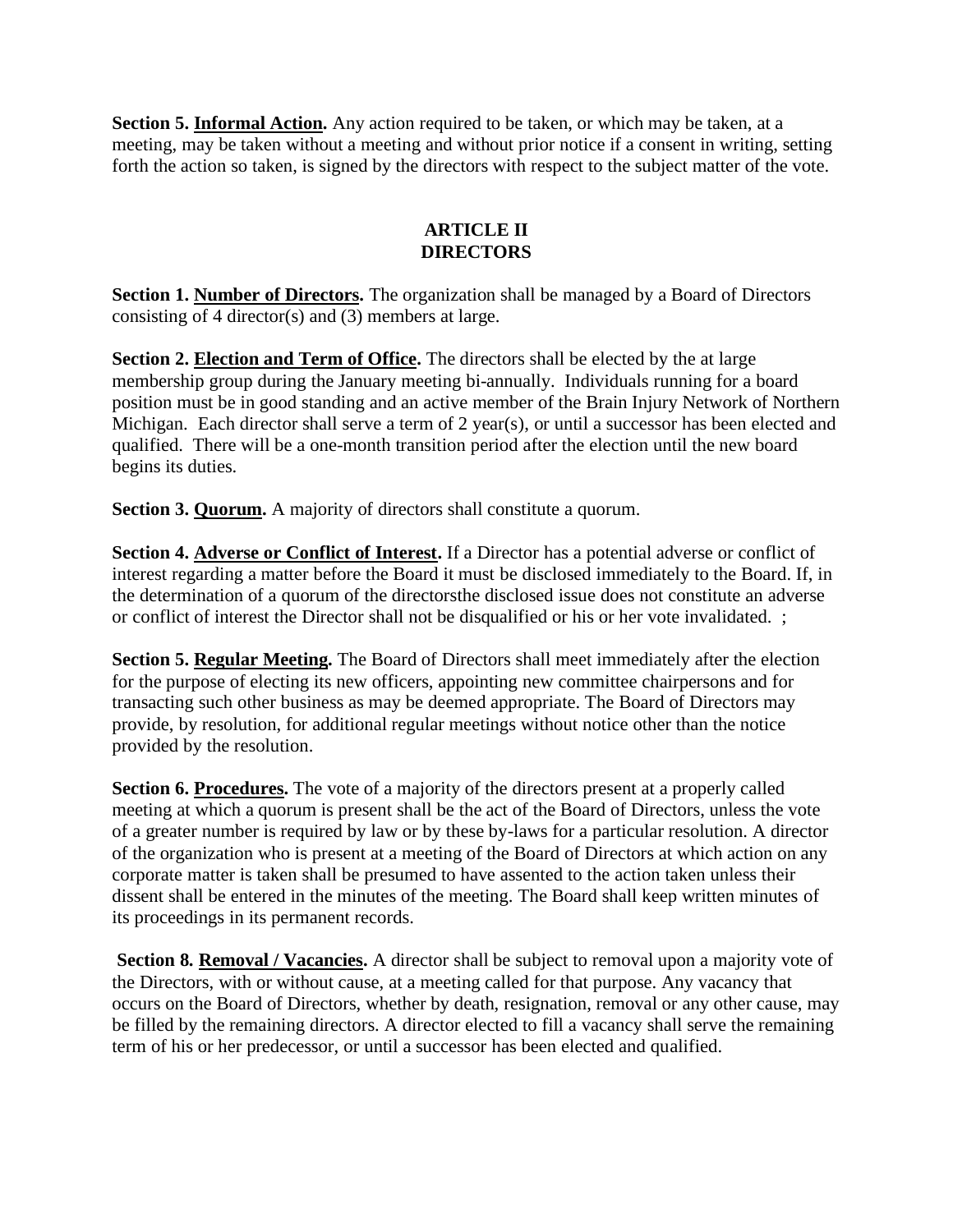**Section 5. Informal Action.** Any action required to be taken, or which may be taken, at a meeting, may be taken without a meeting and without prior notice if a consent in writing, setting forth the action so taken, is signed by the directors with respect to the subject matter of the vote.

## ARTICLE II
## DIRECTORS

**Section 1. Number of Directors.** The organization shall be managed by a Board of Directors consisting of 4 director(s) and (3) members at large.

**Section 2. Election and Term of Office.** The directors shall be elected by the at large membership group during the January meeting bi-annually. Individuals running for a board position must be in good standing and an active member of the Brain Injury Network of Northern Michigan. Each director shall serve a term of 2 year(s), or until a successor has been elected and qualified. There will be a one-month transition period after the election until the new board begins its duties.

**Section 3. Quorum.** A majority of directors shall constitute a quorum.

**Section 4. Adverse or Conflict of Interest.** If a Director has a potential adverse or conflict of interest regarding a matter before the Board it must be disclosed immediately to the Board. If, in the determination of a quorum of the directorsthe disclosed issue does not constitute an adverse or conflict of interest the Director shall not be disqualified or his or her vote invalidated. ;

**Section 5. Regular Meeting.** The Board of Directors shall meet immediately after the election for the purpose of electing its new officers, appointing new committee chairpersons and for transacting such other business as may be deemed appropriate. The Board of Directors may provide, by resolution, for additional regular meetings without notice other than the notice provided by the resolution.

**Section 6. Procedures.** The vote of a majority of the directors present at a properly called meeting at which a quorum is present shall be the act of the Board of Directors, unless the vote of a greater number is required by law or by these by-laws for a particular resolution. A director of the organization who is present at a meeting of the Board of Directors at which action on any corporate matter is taken shall be presumed to have assented to the action taken unless their dissent shall be entered in the minutes of the meeting. The Board shall keep written minutes of its proceedings in its permanent records.

**Section 8. Removal / Vacancies.** A director shall be subject to removal upon a majority vote of the Directors, with or without cause, at a meeting called for that purpose. Any vacancy that occurs on the Board of Directors, whether by death, resignation, removal or any other cause, may be filled by the remaining directors. A director elected to fill a vacancy shall serve the remaining term of his or her predecessor, or until a successor has been elected and qualified.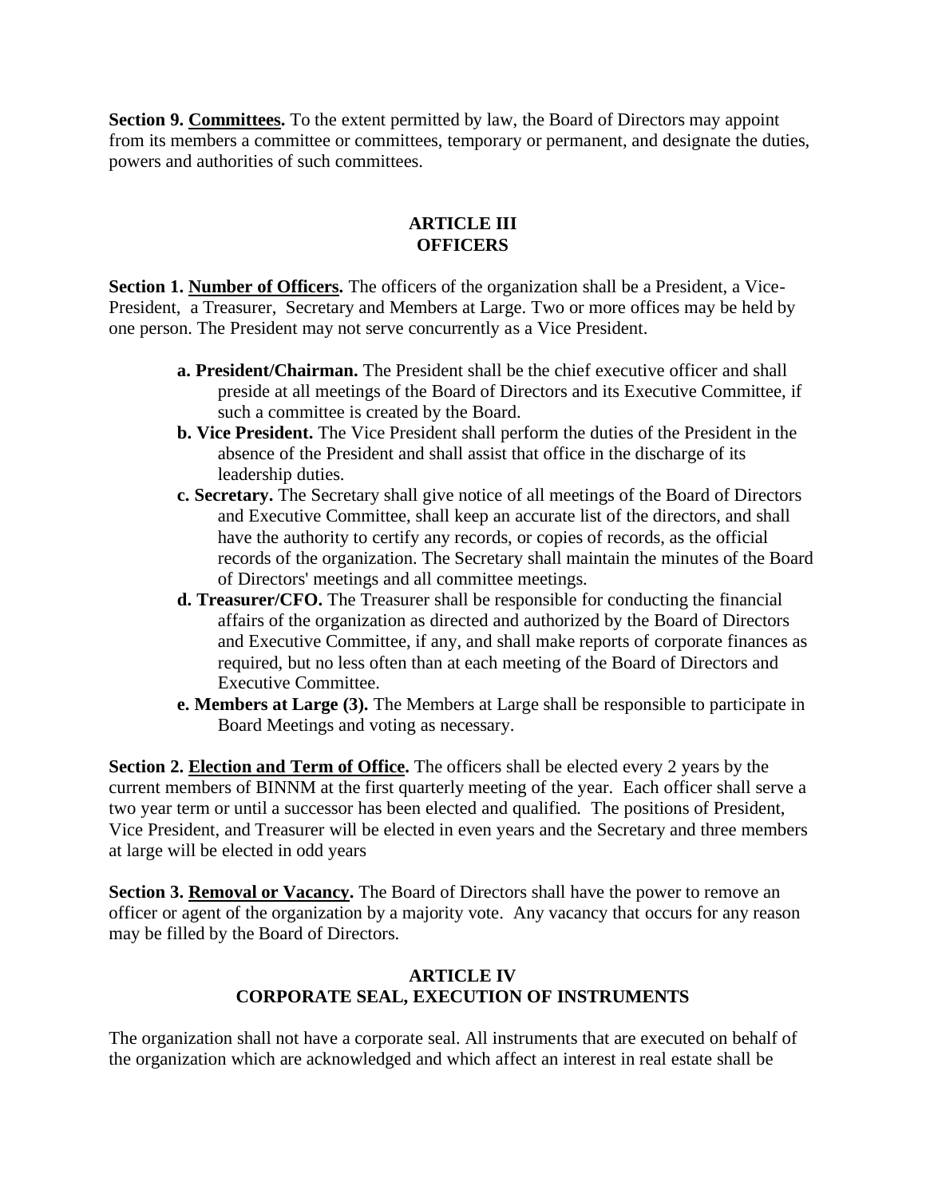**Section 9. <u>Committees</u>.** To the extent permitted by law, the Board of Directors may appoint from its members a committee or committees, temporary or permanent, and designate the duties, powers and authorities of such committees.

## ARTICLE III
## OFFICERS

**Section 1. <u>Number of Officers</u>.** The officers of the organization shall be a President, a Vice-President, a Treasurer, Secretary and Members at Large. Two or more offices may be held by one person. The President may not serve concurrently as a Vice President.

- **a. President/Chairman.** The President shall be the chief executive officer and shall preside at all meetings of the Board of Directors and its Executive Committee, if such a committee is created by the Board.
- **b. Vice President.** The Vice President shall perform the duties of the President in the absence of the President and shall assist that office in the discharge of its leadership duties.
- **c. Secretary.** The Secretary shall give notice of all meetings of the Board of Directors and Executive Committee, shall keep an accurate list of the directors, and shall have the authority to certify any records, or copies of records, as the official records of the organization. The Secretary shall maintain the minutes of the Board of Directors' meetings and all committee meetings.
- **d. Treasurer/CFO.** The Treasurer shall be responsible for conducting the financial affairs of the organization as directed and authorized by the Board of Directors and Executive Committee, if any, and shall make reports of corporate finances as required, but no less often than at each meeting of the Board of Directors and Executive Committee.
- **e. Members at Large (3).** The Members at Large shall be responsible to participate in Board Meetings and voting as necessary.

**Section 2. <u>Election and Term of Office</u>.** The officers shall be elected every 2 years by the current members of BINNM at the first quarterly meeting of the year. Each officer shall serve a two year term or until a successor has been elected and qualified. The positions of President, Vice President, and Treasurer will be elected in even years and the Secretary and three members at large will be elected in odd years

**Section 3. <u>Removal or Vacancy</u>.** The Board of Directors shall have the power to remove an officer or agent of the organization by a majority vote. Any vacancy that occurs for any reason may be filled by the Board of Directors.

## ARTICLE IV
## CORPORATE SEAL, EXECUTION OF INSTRUMENTS

The organization shall not have a corporate seal. All instruments that are executed on behalf of the organization which are acknowledged and which affect an interest in real estate shall be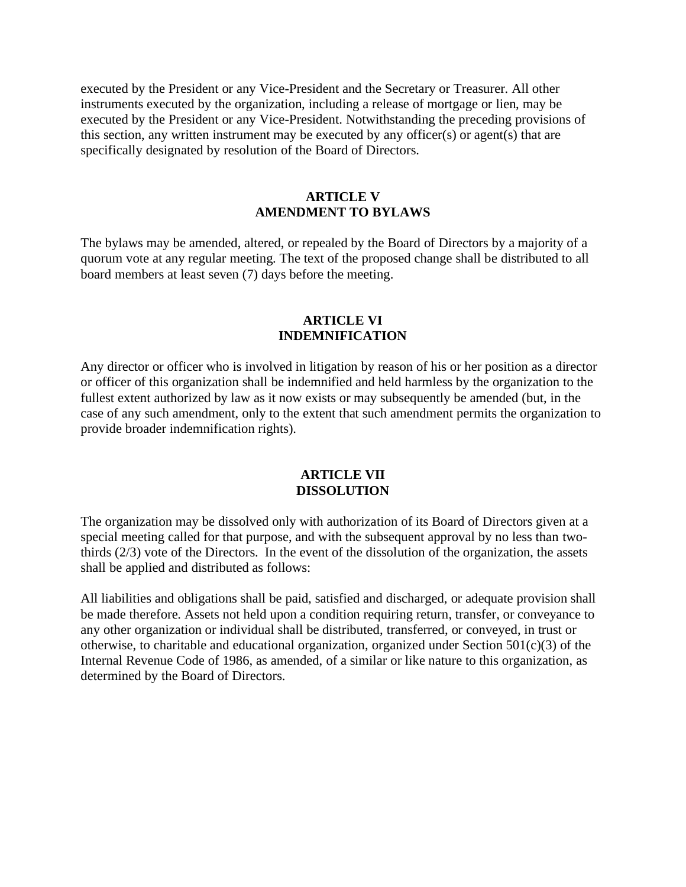executed by the President or any Vice-President and the Secretary or Treasurer. All other instruments executed by the organization, including a release of mortgage or lien, may be executed by the President or any Vice-President. Notwithstanding the preceding provisions of this section, any written instrument may be executed by any officer(s) or agent(s) that are specifically designated by resolution of the Board of Directors.

## ARTICLE V
## AMENDMENT TO BYLAWS

The bylaws may be amended, altered, or repealed by the Board of Directors by a majority of a quorum vote at any regular meeting. The text of the proposed change shall be distributed to all board members at least seven (7) days before the meeting.

## ARTICLE VI
## INDEMNIFICATION

Any director or officer who is involved in litigation by reason of his or her position as a director or officer of this organization shall be indemnified and held harmless by the organization to the fullest extent authorized by law as it now exists or may subsequently be amended (but, in the case of any such amendment, only to the extent that such amendment permits the organization to provide broader indemnification rights).

## ARTICLE VII
## DISSOLUTION

The organization may be dissolved only with authorization of its Board of Directors given at a special meeting called for that purpose, and with the subsequent approval by no less than two-thirds (2/3) vote of the Directors. In the event of the dissolution of the organization, the assets shall be applied and distributed as follows:

All liabilities and obligations shall be paid, satisfied and discharged, or adequate provision shall be made therefore. Assets not held upon a condition requiring return, transfer, or conveyance to any other organization or individual shall be distributed, transferred, or conveyed, in trust or otherwise, to charitable and educational organization, organized under Section 501(c)(3) of the Internal Revenue Code of 1986, as amended, of a similar or like nature to this organization, as determined by the Board of Directors.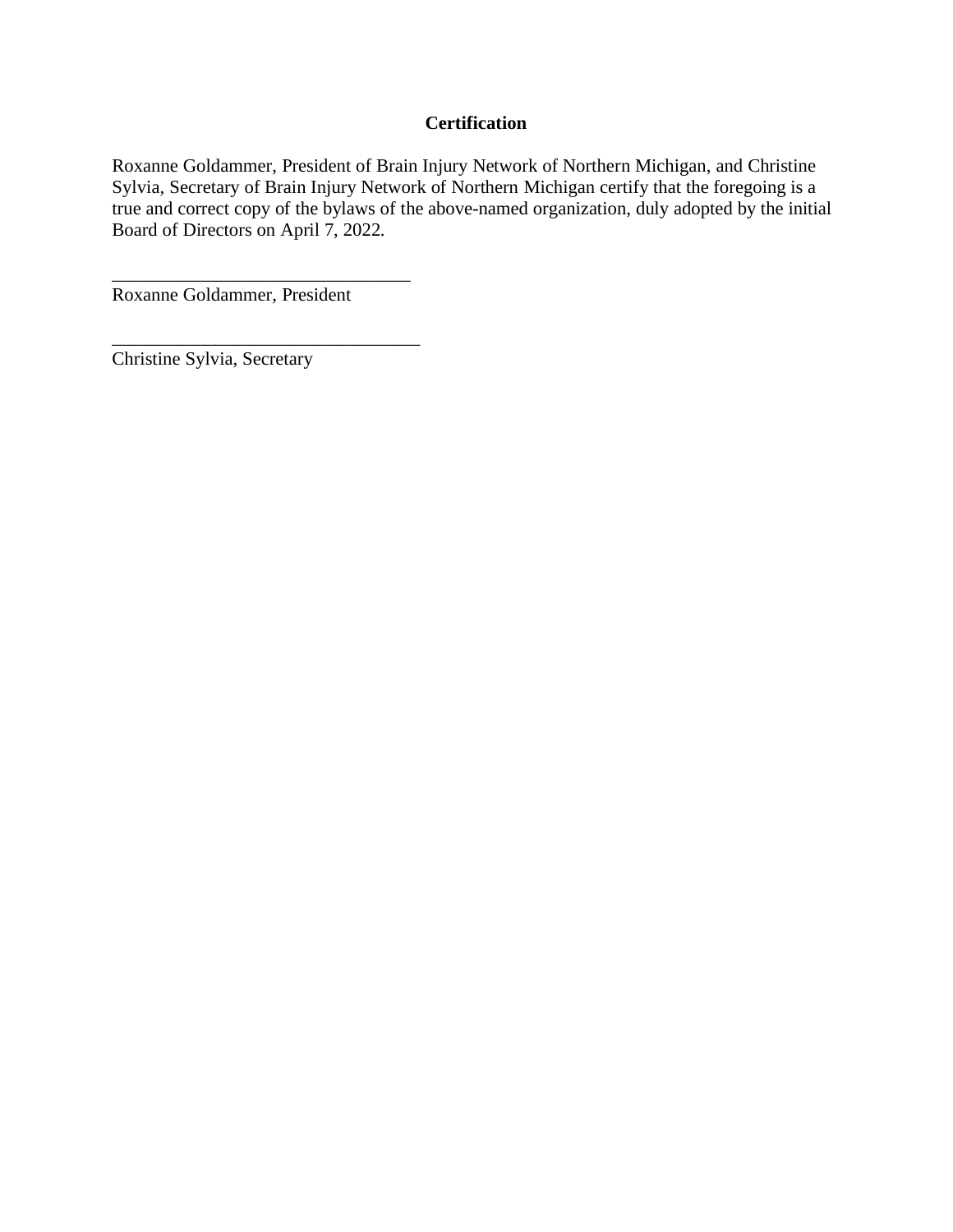**Certification**

Roxanne Goldammer, President of Brain Injury Network of Northern Michigan, and Christine Sylvia, Secretary of Brain Injury Network of Northern Michigan certify that the foregoing is a true and correct copy of the bylaws of the above-named organization, duly adopted by the initial Board of Directors on April 7, 2022.

________________________________
Roxanne Goldammer, President

_________________________________
Christine Sylvia, Secretary